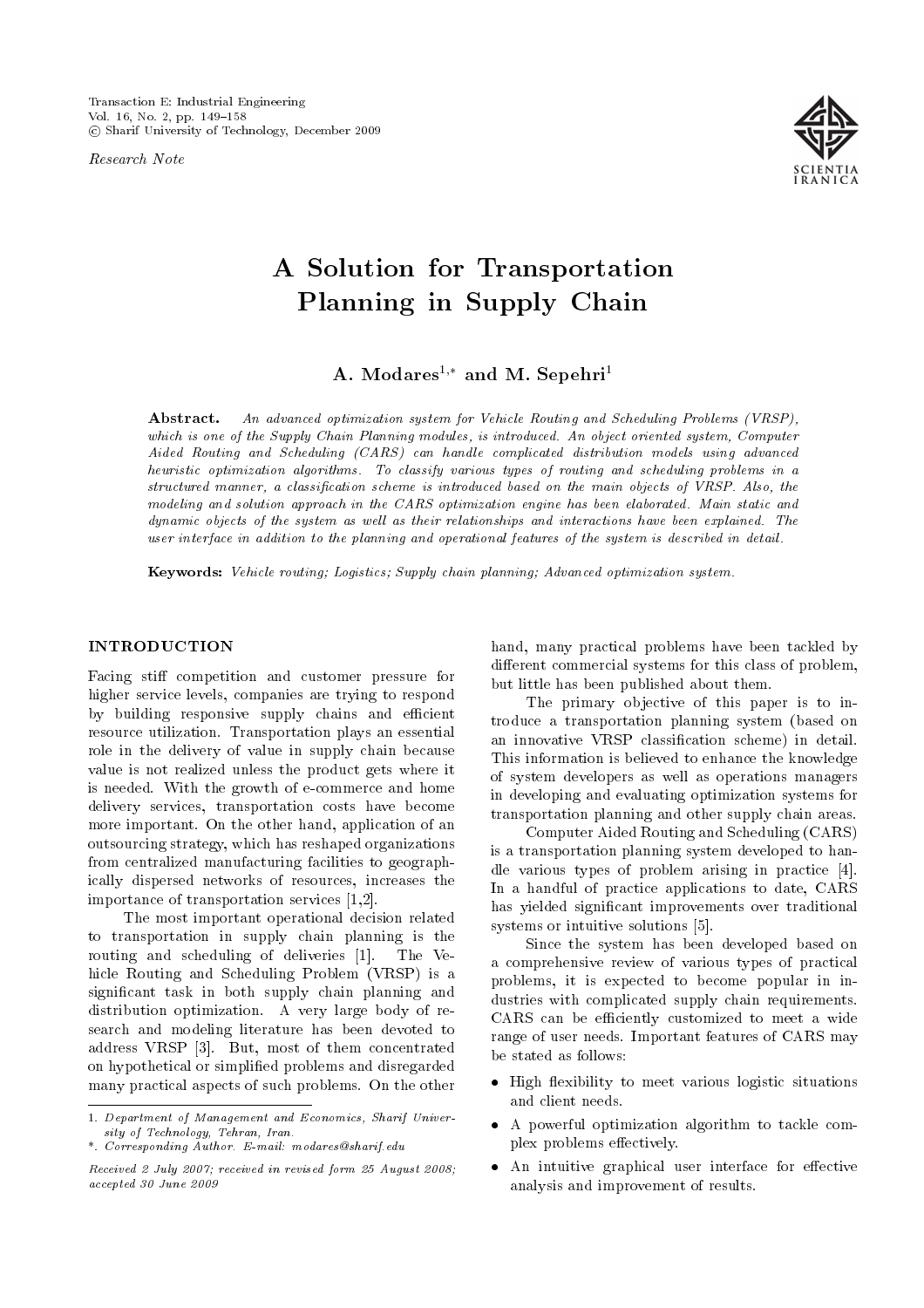Research Note

# A Solution for Transportation Planning in Supply Chain

**A. Modares**[1,*] **and M. Sepehri**[1]

**Abstract.** *An advanced optimization system for Vehicle Routing and Scheduling Problems (VRSP), which is one of the Supply Chain Planning modules, is introduced. An object oriented system, Computer Aided Routing and Scheduling (CARS) can handle complicated distribution models using advanced heuristic optimization algorithms. To classify various types of routing and scheduling problems in a structured manner, a classification scheme is introduced based on the main objects of VRSP. Also, the modeling and solution approach in the CARS optimization engine has been elaborated. Main static and dynamic objects of the system as well as their relationships and interactions have been explained. The user interface in addition to the planning and operational features of the system is described in detail.*

**Keywords:** *Vehicle routing; Logistics; Supply chain planning; Advanced optimization system.*

## INTRODUCTION

Facing stiff competition and customer pressure for higher service levels, companies are trying to respond by building responsive supply chains and efficient resource utilization. Transportation plays an essential role in the delivery of value in supply chain because value is not realized unless the product gets where it is needed. With the growth of e-commerce and home delivery services, transportation costs have become more important. On the other hand, application of an outsourcing strategy, which has reshaped organizations from centralized manufacturing facilities to geographically dispersed networks of resources, increases the importance of transportation services [1,2].

The most important operational decision related to transportation in supply chain planning is the routing and scheduling of deliveries [1]. The Vehicle Routing and Scheduling Problem (VRSP) is a significant task in both supply chain planning and distribution optimization. A very large body of research and modeling literature has been devoted to address VRSP [3]. But, most of them concentrated on hypothetical or simplified problems and disregarded many practical aspects of such problems. On the other hand, many practical problems have been tackled by different commercial systems for this class of problem, but little has been published about them.

The primary objective of this paper is to introduce a transportation planning system (based on an innovative VRSP classification scheme) in detail. This information is believed to enhance the knowledge of system developers as well as operations managers in developing and evaluating optimization systems for transportation planning and other supply chain areas.

Computer Aided Routing and Scheduling (CARS) is a transportation planning system developed to handle various types of problem arising in practice [4]. In a handful of practice applications to date, CARS has yielded significant improvements over traditional systems or intuitive solutions [5].

Since the system has been developed based on a comprehensive review of various types of practical problems, it is expected to become popular in industries with complicated supply chain requirements. CARS can be efficiently customized to meet a wide range of user needs. Important features of CARS may be stated as follows:

- High flexibility to meet various logistic situations and client needs.
- A powerful optimization algorithm to tackle complex problems effectively.
- An intuitive graphical user interface for effective analysis and improvement of results.

---

1. *Department of Management and Economics, Sharif University of Technology, Tehran, Iran.*

\*. *Corresponding Author. E-mail: modares@sharif.edu*

*Received 2 July 2007; received in revised form 25 August 2008; accepted 30 June 2009*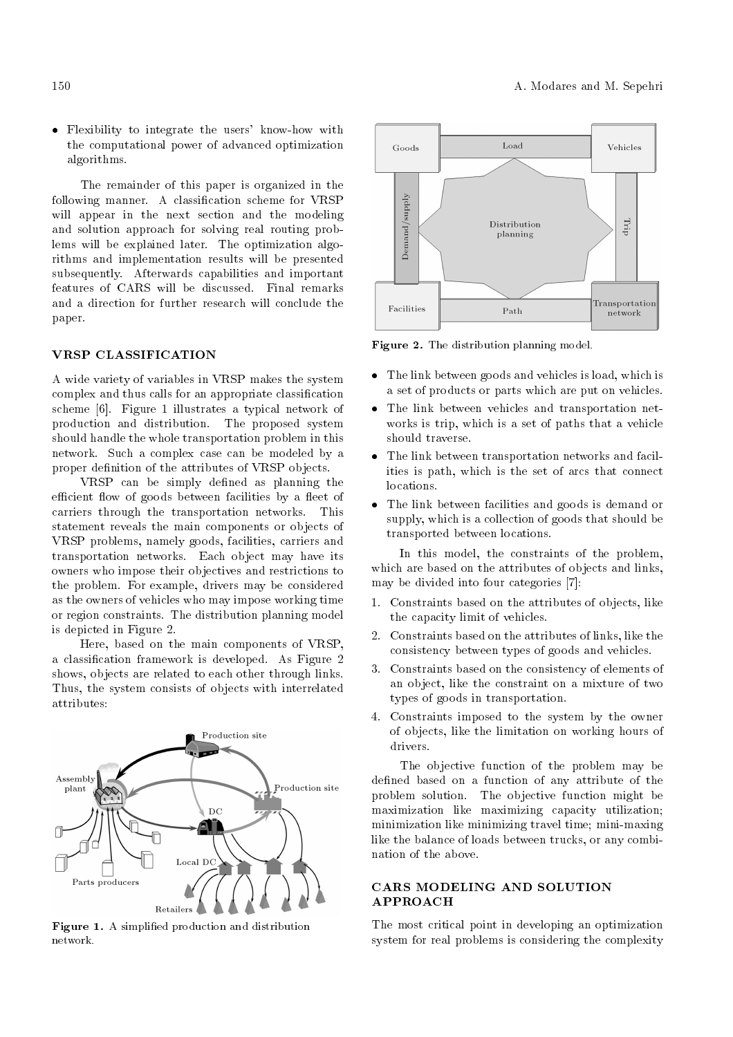- Flexibility to integrate the users' know-how with the computational power of advanced optimization algorithms.

The remainder of this paper is organized in the following manner. A classification scheme for VRSP will appear in the next section and the modeling and solution approach for solving real routing problems will be explained later. The optimization algorithms and implementation results will be presented subsequently. Afterwards capabilities and important features of CARS will be discussed. Final remarks and a direction for further research will conclude the paper.

## VRSP CLASSIFICATION

A wide variety of variables in VRSP makes the system complex and thus calls for an appropriate classification scheme [6]. Figure 1 illustrates a typical network of production and distribution. The proposed system should handle the whole transportation problem in this network. Such a complex case can be modeled by a proper definition of the attributes of VRSP objects.

VRSP can be simply defined as planning the efficient flow of goods between facilities by a fleet of carriers through the transportation networks. This statement reveals the main components or objects of VRSP problems, namely goods, facilities, carriers and transportation networks. Each object may have its owners who impose their objectives and restrictions to the problem. For example, drivers may be considered as the owners of vehicles who may impose working time or region constraints. The distribution planning model is depicted in Figure 2.

Here, based on the main components of VRSP, a classification framework is developed. As Figure 2 shows, objects are related to each other through links. Thus, the system consists of objects with interrelated attributes:

Figure 1. A simplified production and distribution network.

Figure 2. The distribution planning model.

- The link between goods and vehicles is load, which is a set of products or parts which are put on vehicles.
- The link between vehicles and transportation networks is trip, which is a set of paths that a vehicle should traverse.
- The link between transportation networks and facilities is path, which is the set of arcs that connect locations.
- The link between facilities and goods is demand or supply, which is a collection of goods that should be transported between locations.

In this model, the constraints of the problem, which are based on the attributes of objects and links, may be divided into four categories [7]:

1. Constraints based on the attributes of objects, like the capacity limit of vehicles.
2. Constraints based on the attributes of links, like the consistency between types of goods and vehicles.
3. Constraints based on the consistency of elements of an object, like the constraint on a mixture of two types of goods in transportation.
4. Constraints imposed to the system by the owner of objects, like the limitation on working hours of drivers.

The objective function of the problem may be defined based on a function of any attribute of the problem solution. The objective function might be maximization like maximizing capacity utilization; minimization like minimizing travel time; mini-maxing like the balance of loads between trucks, or any combination of the above.

## CARS MODELING AND SOLUTION APPROACH

The most critical point in developing an optimization system for real problems is considering the complexity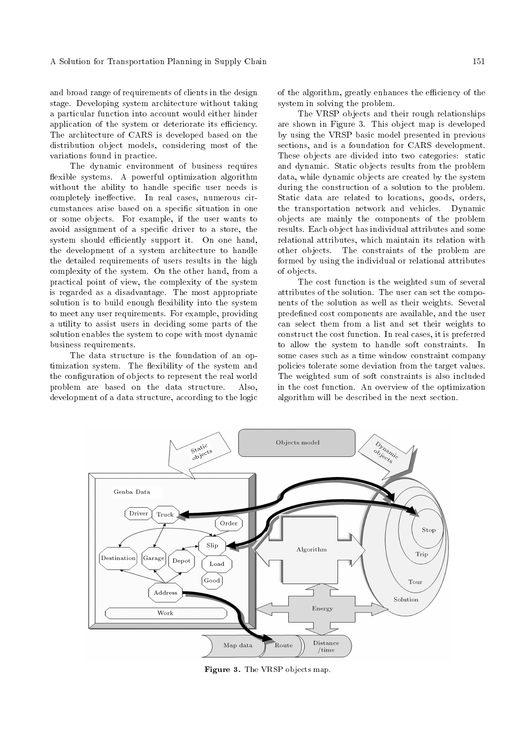and broad range of requirements of clients in the design stage. Developing system architecture without taking a particular function into account would either hinder application of the system or deteriorate its efficiency. The architecture of CARS is developed based on the distribution object models, considering most of the variations found in practice.

The dynamic environment of business requires flexible systems. A powerful optimization algorithm without the ability to handle specific user needs is completely ineffective. In real cases, numerous circumstances arise based on a specific situation in one or some objects. For example, if the user wants to avoid assignment of a specific driver to a store, the system should efficiently support it. On one hand, the development of a system architecture to handle the detailed requirements of users results in the high complexity of the system. On the other hand, from a practical point of view, the complexity of the system is regarded as a disadvantage. The most appropriate solution is to build enough flexibility into the system to meet any user requirements. For example, providing a utility to assist users in deciding some parts of the solution enables the system to cope with most dynamic business requirements.

The data structure is the foundation of an optimization system. The flexibility of the system and the configuration of objects to represent the real world problem are based on the data structure. Also, development of a data structure, according to the logic of the algorithm, greatly enhances the efficiency of the system in solving the problem.

The VRSP objects and their rough relationships are shown in Figure 3. This object map is developed by using the VRSP basic model presented in previous sections, and is a foundation for CARS development. These objects are divided into two categories: static and dynamic. Static objects results from the problem data, while dynamic objects are created by the system during the construction of a solution to the problem. Static data are related to locations, goods, orders, the transportation network and vehicles. Dynamic objects are mainly the components of the problem results. Each object has individual attributes and some relational attributes, which maintain its relation with other objects. The constraints of the problem are formed by using the individual or relational attributes of objects.

The cost function is the weighted sum of several attributes of the solution. The user can set the components of the solution as well as their weights. Several predefined cost components are available, and the user can select them from a list and set their weights to construct the cost function. In real cases, it is preferred to allow the system to handle soft constraints. In some cases such as a time window constraint company policies tolerate some deviation from the target values. The weighted sum of soft constraints is also included in the cost function. An overview of the optimization algorithm will be described in the next section.

**Figure 3.** The VRSP objects map.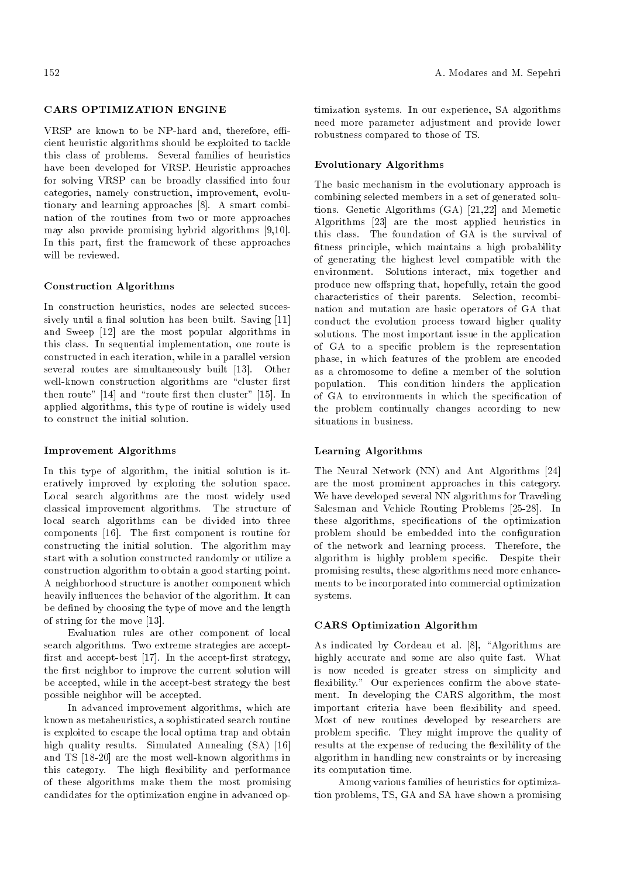## CARS OPTIMIZATION ENGINE

VRSP are known to be NP-hard and, therefore, efficient heuristic algorithms should be exploited to tackle this class of problems. Several families of heuristics have been developed for VRSP. Heuristic approaches for solving VRSP can be broadly classified into four categories, namely construction, improvement, evolutionary and learning approaches [8]. A smart combination of the routines from two or more approaches may also provide promising hybrid algorithms [9,10]. In this part, first the framework of these approaches will be reviewed.

### Construction Algorithms

In construction heuristics, nodes are selected successively until a final solution has been built. Saving [11] and Sweep [12] are the most popular algorithms in this class. In sequential implementation, one route is constructed in each iteration, while in a parallel version several routes are simultaneously built [13]. Other well-known construction algorithms are "cluster first then route" [14] and "route first then cluster" [15]. In applied algorithms, this type of routine is widely used to construct the initial solution.

### Improvement Algorithms

In this type of algorithm, the initial solution is iteratively improved by exploring the solution space. Local search algorithms are the most widely used classical improvement algorithms. The structure of local search algorithms can be divided into three components [16]. The first component is routine for constructing the initial solution. The algorithm may start with a solution constructed randomly or utilize a construction algorithm to obtain a good starting point. A neighborhood structure is another component which heavily influences the behavior of the algorithm. It can be defined by choosing the type of move and the length of string for the move [13].

Evaluation rules are other component of local search algorithms. Two extreme strategies are accept-first and accept-best [17]. In the accept-first strategy, the first neighbor to improve the current solution will be accepted, while in the accept-best strategy the best possible neighbor will be accepted.

In advanced improvement algorithms, which are known as metaheuristics, a sophisticated search routine is exploited to escape the local optima trap and obtain high quality results. Simulated Annealing (SA) [16] and TS [18-20] are the most well-known algorithms in this category. The high flexibility and performance of these algorithms make them the most promising candidates for the optimization engine in advanced optimization systems. In our experience, SA algorithms need more parameter adjustment and provide lower robustness compared to those of TS.

### Evolutionary Algorithms

The basic mechanism in the evolutionary approach is combining selected members in a set of generated solutions. Genetic Algorithms (GA) [21,22] and Memetic Algorithms [23] are the most applied heuristics in this class. The foundation of GA is the survival of fitness principle, which maintains a high probability of generating the highest level compatible with the environment. Solutions interact, mix together and produce new offspring that, hopefully, retain the good characteristics of their parents. Selection, recombination and mutation are basic operators of GA that conduct the evolution process toward higher quality solutions. The most important issue in the application of GA to a specific problem is the representation phase, in which features of the problem are encoded as a chromosome to define a member of the solution population. This condition hinders the application of GA to environments in which the specification of the problem continually changes according to new situations in business.

### Learning Algorithms

The Neural Network (NN) and Ant Algorithms [24] are the most prominent approaches in this category. We have developed several NN algorithms for Traveling Salesman and Vehicle Routing Problems [25-28]. In these algorithms, specifications of the optimization problem should be embedded into the configuration of the network and learning process. Therefore, the algorithm is highly problem specific. Despite their promising results, these algorithms need more enhancements to be incorporated into commercial optimization systems.

### CARS Optimization Algorithm

As indicated by Cordeau et al. [8], "Algorithms are highly accurate and some are also quite fast. What is now needed is greater stress on simplicity and flexibility." Our experiences confirm the above statement. In developing the CARS algorithm, the most important criteria have been flexibility and speed. Most of new routines developed by researchers are problem specific. They might improve the quality of results at the expense of reducing the flexibility of the algorithm in handling new constraints or by increasing its computation time.

Among various families of heuristics for optimization problems, TS, GA and SA have shown a promising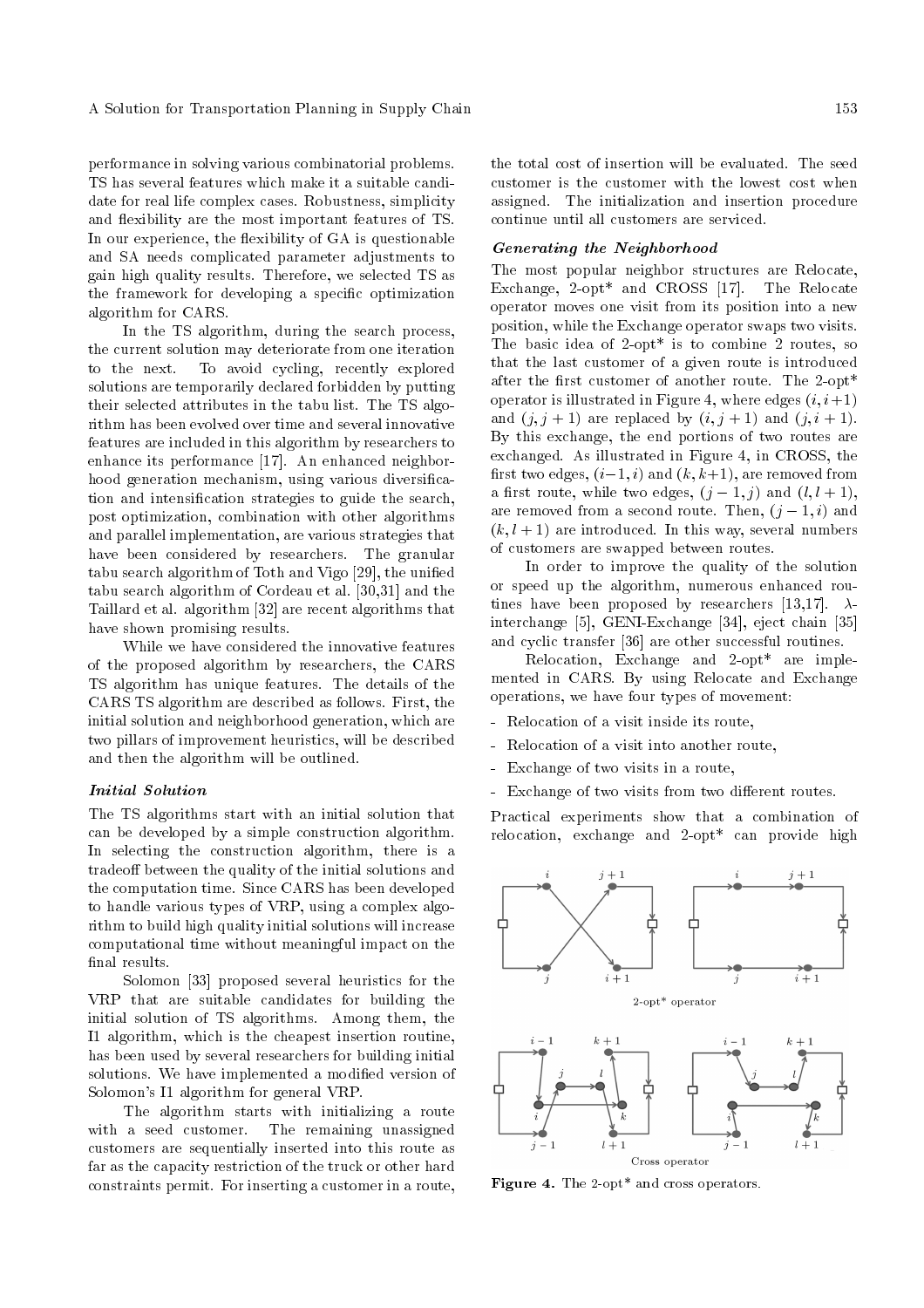performance in solving various combinatorial problems. TS has several features which make it a suitable candidate for real life complex cases. Robustness, simplicity and flexibility are the most important features of TS. In our experience, the flexibility of GA is questionable and SA needs complicated parameter adjustments to gain high quality results. Therefore, we selected TS as the framework for developing a specific optimization algorithm for CARS.

In the TS algorithm, during the search process, the current solution may deteriorate from one iteration to the next. To avoid cycling, recently explored solutions are temporarily declared forbidden by putting their selected attributes in the tabu list. The TS algorithm has been evolved over time and several innovative features are included in this algorithm by researchers to enhance its performance [17]. An enhanced neighborhood generation mechanism, using various diversification and intensification strategies to guide the search, post optimization, combination with other algorithms and parallel implementation, are various strategies that have been considered by researchers. The granular tabu search algorithm of Toth and Vigo [29], the unified tabu search algorithm of Cordeau et al. [30,31] and the Taillard et al. algorithm [32] are recent algorithms that have shown promising results.

While we have considered the innovative features of the proposed algorithm by researchers, the CARS TS algorithm has unique features. The details of the CARS TS algorithm are described as follows. First, the initial solution and neighborhood generation, which are two pillars of improvement heuristics, will be described and then the algorithm will be outlined.

#### *Initial Solution*

The TS algorithms start with an initial solution that can be developed by a simple construction algorithm. In selecting the construction algorithm, there is a tradeoff between the quality of the initial solutions and the computation time. Since CARS has been developed to handle various types of VRP, using a complex algorithm to build high quality initial solutions will increase computational time without meaningful impact on the final results.

Solomon [33] proposed several heuristics for the VRP that are suitable candidates for building the initial solution of TS algorithms. Among them, the I1 algorithm, which is the cheapest insertion routine, has been used by several researchers for building initial solutions. We have implemented a modified version of Solomon's I1 algorithm for general VRP.

The algorithm starts with initializing a route with a seed customer. The remaining unassigned customers are sequentially inserted into this route as far as the capacity restriction of the truck or other hard constraints permit. For inserting a customer in a route, the total cost of insertion will be evaluated. The seed customer is the customer with the lowest cost when assigned. The initialization and insertion procedure continue until all customers are serviced.

#### *Generating the Neighborhood*

The most popular neighbor structures are Relocate, Exchange, 2-opt* and CROSS [17]. The Relocate operator moves one visit from its position into a new position, while the Exchange operator swaps two visits. The basic idea of 2-opt* is to combine 2 routes, so that the last customer of a given route is introduced after the first customer of another route. The 2-opt* operator is illustrated in Figure 4, where edges $(i, i+1)$ and $(j, j+1)$ are replaced by $(i, j+1)$ and $(j, i+1)$. By this exchange, the end portions of two routes are exchanged. As illustrated in Figure 4, in CROSS, the first two edges, $(i-1, i)$ and $(k, k+1)$, are removed from a first route, while two edges, $(j-1, j)$ and $(l, l+1)$, are removed from a second route. Then, $(j-1, i)$ and $(k, l+1)$ are introduced. In this way, several numbers of customers are swapped between routes.

In order to improve the quality of the solution or speed up the algorithm, numerous enhanced routines have been proposed by researchers [13,17]. $\lambda$-interchange [5], GENI-Exchange [34], eject chain [35] and cyclic transfer [36] are other successful routines.

Relocation, Exchange and 2-opt* are implemented in CARS. By using Relocate and Exchange operations, we have four types of movement:

- Relocation of a visit inside its route,
- Relocation of a visit into another route,
- Exchange of two visits in a route,
- Exchange of two visits from two different routes.

Practical experiments show that a combination of relocation, exchange and 2-opt* can provide high

**Figure 4.** The 2-opt* and cross operators.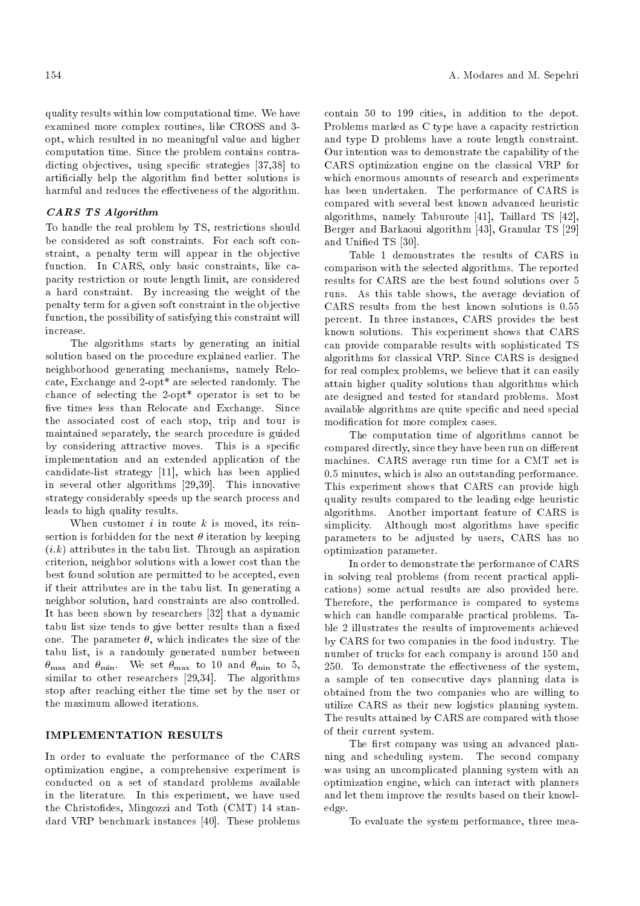quality results within low computational time. We have examined more complex routines, like CROSS and 3-opt, which resulted in no meaningful value and higher computation time. Since the problem contains contradicting objectives, using specific strategies [37,38] to artificially help the algorithm find better solutions is harmful and reduces the effectiveness of the algorithm.

### *CARS TS Algorithm*

To handle the real problem by TS, restrictions should be considered as soft constraints. For each soft constraint, a penalty term will appear in the objective function. In CARS, only basic constraints, like capacity restriction or route length limit, are considered a hard constraint. By increasing the weight of the penalty term for a given soft constraint in the objective function, the possibility of satisfying this constraint will increase.

The algorithms starts by generating an initial solution based on the procedure explained earlier. The neighborhood generating mechanisms, namely Relocate, Exchange and 2-opt* are selected randomly. The chance of selecting the 2-opt* operator is set to be five times less than Relocate and Exchange. Since the associated cost of each stop, trip and tour is maintained separately, the search procedure is guided by considering attractive moves. This is a specific implementation and an extended application of the candidate-list strategy [11], which has been applied in several other algorithms [29,39]. This innovative strategy considerably speeds up the search process and leads to high quality results.

When customer $i$ in route $k$ is moved, its reinsertion is forbidden for the next $\theta$ iteration by keeping $(i.k)$ attributes in the tabu list. Through an aspiration criterion, neighbor solutions with a lower cost than the best found solution are permitted to be accepted, even if their attributes are in the tabu list. In generating a neighbor solution, hard constraints are also controlled. It has been shown by researchers [32] that a dynamic tabu list size tends to give better results than a fixed one. The parameter $\theta$, which indicates the size of the tabu list, is a randomly generated number between $\theta_{\max}$ and $\theta_{\min}$. We set $\theta_{\max}$ to 10 and $\theta_{\min}$ to 5, similar to other researchers [29,34]. The algorithms stop after reaching either the time set by the user or the maximum allowed iterations.

## IMPLEMENTATION RESULTS

In order to evaluate the performance of the CARS optimization engine, a comprehensive experiment is conducted on a set of standard problems available in the literature. In this experiment, we have used the Christofides, Mingozzi and Toth (CMT) 14 standard VRP benchmark instances [40]. These problems contain 50 to 199 cities, in addition to the depot. Problems marked as C type have a capacity restriction and type D problems have a route length constraint. Our intention was to demonstrate the capability of the CARS optimization engine on the classical VRP for which enormous amounts of research and experiments has been undertaken. The performance of CARS is compared with several best known advanced heuristic algorithms, namely Taburoute [41], Taillard TS [42], Berger and Barkaoui algorithm [43], Granular TS [29] and Unified TS [30].

Table 1 demonstrates the results of CARS in comparison with the selected algorithms. The reported results for CARS are the best found solutions over 5 runs. As this table shows, the average deviation of CARS results from the best known solutions is 0.55 percent. In three instances, CARS provides the best known solutions. This experiment shows that CARS can provide comparable results with sophisticated TS algorithms for classical VRP. Since CARS is designed for real complex problems, we believe that it can easily attain higher quality solutions than algorithms which are designed and tested for standard problems. Most available algorithms are quite specific and need special modification for more complex cases.

The computation time of algorithms cannot be compared directly, since they have been run on different machines. CARS average run time for a CMT set is 0.5 minutes, which is also an outstanding performance. This experiment shows that CARS can provide high quality results compared to the leading edge heuristic algorithms. Another important feature of CARS is simplicity. Although most algorithms have specific parameters to be adjusted by users, CARS has no optimization parameter.

In order to demonstrate the performance of CARS in solving real problems (from recent practical applications) some actual results are also provided here. Therefore, the performance is compared to systems which can handle comparable practical problems. Table 2 illustrates the results of improvements achieved by CARS for two companies in the food industry. The number of trucks for each company is around 150 and 250. To demonstrate the effectiveness of the system, a sample of ten consecutive days planning data is obtained from the two companies who are willing to utilize CARS as their new logistics planning system. The results attained by CARS are compared with those of their current system.

The first company was using an advanced planning and scheduling system. The second company was using an uncomplicated planning system with an optimization engine, which can interact with planners and let them improve the results based on their knowledge.

To evaluate the system performance, three mea-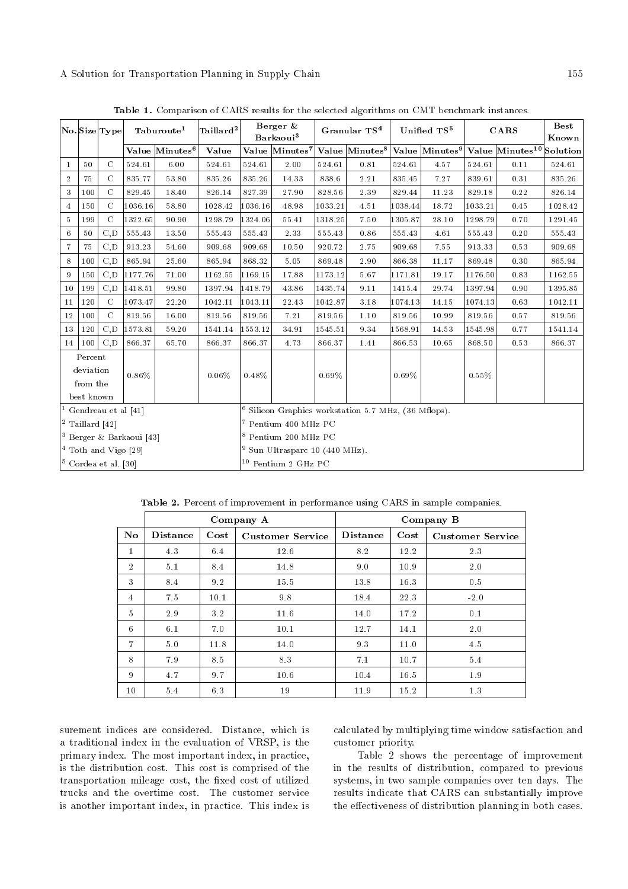**Table 1.** Comparison of CARS results for the selected algorithms on CMT benchmark instances.

| No. | Size | Type | Taburoute[1] | | Taillard[2] | Berger & Barkaoui[3] | | Granular TS[4] | | Unified TS[5] | | CARS | | Best Known |
|---|---|---|---|---|---|---|---|---|---|---|---|---|---|---|
| | | | Value | Minutes[6] | Value | Value | Minutes[7] | Value | Minutes[8] | Value | Minutes[9] | Value | Minutes[10] | Solution |
| 1 | 50 | C | 524.61 | 6.00 | 524.61 | 524.61 | 2.00 | 524.61 | 0.81 | 524.61 | 4.57 | 524.61 | 0.11 | 524.61 |
| 2 | 75 | C | 835.77 | 53.80 | 835.26 | 835.26 | 14.33 | 838.6 | 2.21 | 835.45 | 7.27 | 839.61 | 0.31 | 835.26 |
| 3 | 100 | C | 829.45 | 18.40 | 826.14 | 827.39 | 27.90 | 828.56 | 2.39 | 829.44 | 11.23 | 829.18 | 0.22 | 826.14 |
| 4 | 150 | C | 1036.16 | 58.80 | 1028.42 | 1036.16 | 48.98 | 1033.21 | 4.51 | 1038.44 | 18.72 | 1033.21 | 0.45 | 1028.42 |
| 5 | 199 | C | 1322.65 | 90.90 | 1298.79 | 1324.06 | 55.41 | 1318.25 | 7.50 | 1305.87 | 28.10 | 1298.79 | 0.70 | 1291.45 |
| 6 | 50 | C,D | 555.43 | 13.50 | 555.43 | 555.43 | 2.33 | 555.43 | 0.86 | 555.43 | 4.61 | 555.43 | 0.20 | 555.43 |
| 7 | 75 | C,D | 913.23 | 54.60 | 909.68 | 909.68 | 10.50 | 920.72 | 2.75 | 909.68 | 7.55 | 913.33 | 0.53 | 909.68 |
| 8 | 100 | C,D | 865.94 | 25.60 | 865.94 | 868.32 | 5.05 | 869.48 | 2.90 | 866.38 | 11.17 | 869.48 | 0.30 | 865.94 |
| 9 | 150 | C,D | 1177.76 | 71.00 | 1162.55 | 1169.15 | 17.88 | 1173.12 | 5.67 | 1171.81 | 19.17 | 1176.50 | 0.83 | 1162.55 |
| 10 | 199 | C,D | 1418.51 | 99.80 | 1397.94 | 1418.79 | 43.86 | 1435.74 | 9.11 | 1415.4 | 29.74 | 1397.94 | 0.90 | 1395.85 |
| 11 | 120 | C | 1073.47 | 22.20 | 1042.11 | 1043.11 | 22.43 | 1042.87 | 3.18 | 1074.13 | 14.15 | 1074.13 | 0.63 | 1042.11 |
| 12 | 100 | C | 819.56 | 16.00 | 819.56 | 819.56 | 7.21 | 819.56 | 1.10 | 819.56 | 10.99 | 819.56 | 0.57 | 819.56 |
| 13 | 120 | C,D | 1573.81 | 59.20 | 1541.14 | 1553.12 | 34.91 | 1545.51 | 9.34 | 1568.91 | 14.53 | 1545.98 | 0.77 | 1541.14 |
| 14 | 100 | C,D | 866.37 | 65.70 | 866.37 | 866.37 | 4.73 | 866.37 | 1.41 | 866.53 | 10.65 | 868.50 | 0.53 | 866.37 |
| Percent deviation from the best known | | | 0.86% | | 0.06% | 0.48% | | 0.69% | | 0.69% | | 0.55% | | |

[1] Gendreau et al [41]
[2] Taillard [42]
[3] Berger & Barkaoui [43]
[4] Toth and Vigo [29]
[5] Cordea et al. [30]
[6] Silicon Graphics workstation 5.7 MHz, (36 Mflops).
[7] Pentium 400 MHz PC
[8] Pentium 200 MHz PC
[9] Sun Ultrasparc 10 (440 MHz).
[10] Pentium 2 GHz PC

**Table 2.** Percent of improvement in performance using CARS in sample companies.

| | Company A | | | Company B | | |
|---|---|---|---|---|---|---|
| No | Distance | Cost | Customer Service | Distance | Cost | Customer Service |
| 1 | 4.3 | 6.4 | 12.6 | 8.2 | 12.2 | 2.3 |
| 2 | 5.1 | 8.4 | 14.8 | 9.0 | 10.9 | 2.0 |
| 3 | 8.4 | 9.2 | 15.5 | 13.8 | 16.3 | 0.5 |
| 4 | 7.5 | 10.1 | 9.8 | 18.4 | 22.3 | -2.0 |
| 5 | 2.9 | 3.2 | 11.6 | 14.0 | 17.2 | 0.1 |
| 6 | 6.1 | 7.0 | 10.1 | 12.7 | 14.1 | 2.0 |
| 7 | 5.0 | 11.8 | 14.0 | 9.3 | 11.0 | 4.5 |
| 8 | 7.9 | 8.5 | 8.3 | 7.1 | 10.7 | 5.4 |
| 9 | 4.7 | 9.7 | 10.6 | 10.4 | 16.5 | 1.9 |
| 10 | 5.4 | 6.3 | 19 | 11.9 | 15.2 | 1.3 |

surement indices are considered. Distance, which is a traditional index in the evaluation of VRSP, is the primary index. The most important index, in practice, is the distribution cost. This cost is comprised of the transportation mileage cost, the fixed cost of utilized trucks and the overtime cost. The customer service is another important index, in practice. This index is calculated by multiplying time window satisfaction and customer priority.

Table 2 shows the percentage of improvement in the results of distribution, compared to previous systems, in two sample companies over ten days. The results indicate that CARS can substantially improve the effectiveness of distribution planning in both cases.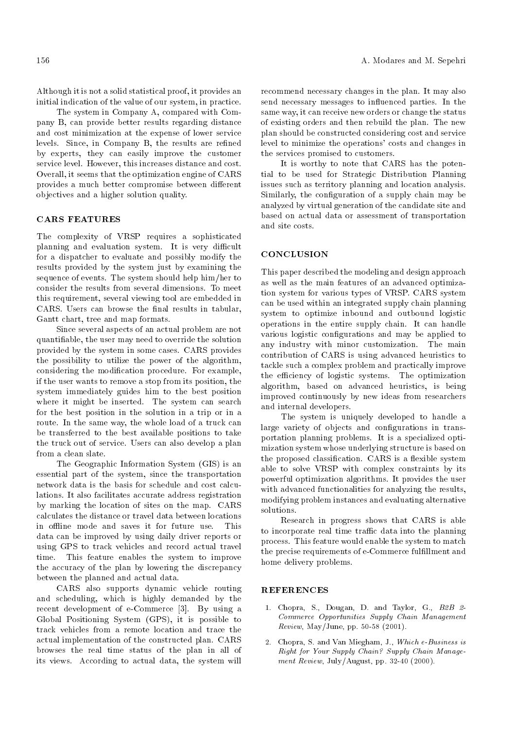Although it is not a solid statistical proof, it provides an initial indication of the value of our system, in practice.

The system in Company A, compared with Company B, can provide better results regarding distance and cost minimization at the expense of lower service levels. Since, in Company B, the results are refined by experts, they can easily improve the customer service level. However, this increases distance and cost. Overall, it seems that the optimization engine of CARS provides a much better compromise between different objectives and a higher solution quality.

## CARS FEATURES

The complexity of VRSP requires a sophisticated planning and evaluation system. It is very difficult for a dispatcher to evaluate and possibly modify the results provided by the system just by examining the sequence of events. The system should help him/her to consider the results from several dimensions. To meet this requirement, several viewing tool are embedded in CARS. Users can browse the final results in tabular, Gantt chart, tree and map formats.

Since several aspects of an actual problem are not quantifiable, the user may need to override the solution provided by the system in some cases. CARS provides the possibility to utilize the power of the algorithm, considering the modification procedure. For example, if the user wants to remove a stop from its position, the system immediately guides him to the best position where it might be inserted. The system can search for the best position in the solution in a trip or in a route. In the same way, the whole load of a truck can be transferred to the best available positions to take the truck out of service. Users can also develop a plan from a clean slate.

The Geographic Information System (GIS) is an essential part of the system, since the transportation network data is the basis for schedule and cost calculations. It also facilitates accurate address registration by marking the location of sites on the map. CARS calculates the distance or travel data between locations in offline mode and saves it for future use. This data can be improved by using daily driver reports or using GPS to track vehicles and record actual travel time. This feature enables the system to improve the accuracy of the plan by lowering the discrepancy between the planned and actual data.

CARS also supports dynamic vehicle routing and scheduling, which is highly demanded by the recent development of e-Commerce [3]. By using a Global Positioning System (GPS), it is possible to track vehicles from a remote location and trace the actual implementation of the constructed plan. CARS browses the real time status of the plan in all of its views. According to actual data, the system will recommend necessary changes in the plan. It may also send necessary messages to influenced parties. In the same way, it can receive new orders or change the status of existing orders and then rebuild the plan. The new plan should be constructed considering cost and service level to minimize the operations' costs and changes in the services promised to customers.

It is worthy to note that CARS has the potential to be used for Strategic Distribution Planning issues such as territory planning and location analysis. Similarly, the configuration of a supply chain may be analyzed by virtual generation of the candidate site and based on actual data or assessment of transportation and site costs.

## CONCLUSION

This paper described the modeling and design approach as well as the main features of an advanced optimization system for various types of VRSP. CARS system can be used within an integrated supply chain planning system to optimize inbound and outbound logistic operations in the entire supply chain. It can handle various logistic configurations and may be applied to any industry with minor customization. The main contribution of CARS is using advanced heuristics to tackle such a complex problem and practically improve the efficiency of logistic systems. The optimization algorithm, based on advanced heuristics, is being improved continuously by new ideas from researchers and internal developers.

The system is uniquely developed to handle a large variety of objects and configurations in transportation planning problems. It is a specialized optimization system whose underlying structure is based on the proposed classification. CARS is a flexible system able to solve VRSP with complex constraints by its powerful optimization algorithms. It provides the user with advanced functionalities for analyzing the results, modifying problem instances and evaluating alternative solutions.

Research in progress shows that CARS is able to incorporate real time traffic data into the planning process. This feature would enable the system to match the precise requirements of e-Commerce fulfillment and home delivery problems.

## REFERENCES

1. Chopra, S., Dougan, D. and Taylor, G., *B2B 2-Commerce Opportunities Supply Chain Management Review*, May/June, pp. 50-58 (2001).
2. Chopra, S. and Van Miegham, J., *Which e-Business is Right for Your Supply Chain? Supply Chain Management Review*, July/August, pp. 32-40 (2000).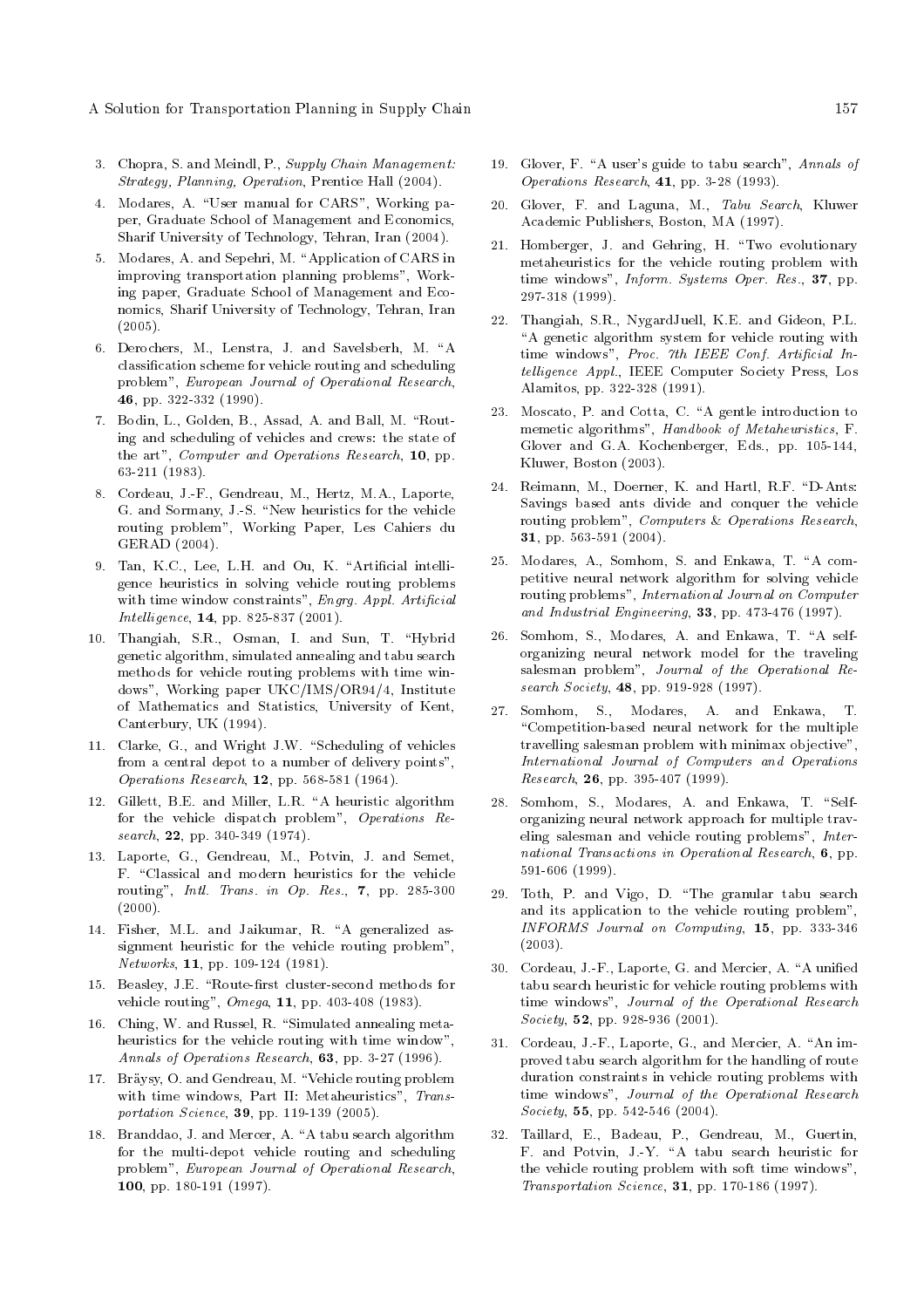3. Chopra, S. and Meindl, P., *Supply Chain Management: Strategy, Planning, Operation*, Prentice Hall (2004).

4. Modares, A. "User manual for CARS", Working paper, Graduate School of Management and Economics, Sharif University of Technology, Tehran, Iran (2004).

5. Modares, A. and Sepehri, M. "Application of CARS in improving transportation planning problems", Working paper, Graduate School of Management and Economics, Sharif University of Technology, Tehran, Iran (2005).

6. Derochers, M., Lenstra, J. and Savelsberh, M. "A classification scheme for vehicle routing and scheduling problem", *European Journal of Operational Research*, **46**, pp. 322-332 (1990).

7. Bodin, L., Golden, B., Assad, A. and Ball, M. "Routing and scheduling of vehicles and crews: the state of the art", *Computer and Operations Research*, **10**, pp. 63-211 (1983).

8. Cordeau, J.-F., Gendreau, M., Hertz, M.A., Laporte, G. and Sormany, J.-S. "New heuristics for the vehicle routing problem", Working Paper, Les Cahiers du GERAD (2004).

9. Tan, K.C., Lee, L.H. and Ou, K. "Artificial intelligence heuristics in solving vehicle routing problems with time window constraints", *Engrg. Appl. Artificial Intelligence*, **14**, pp. 825-837 (2001).

10. Thangiah, S.R., Osman, I. and Sun, T. "Hybrid genetic algorithm, simulated annealing and tabu search methods for vehicle routing problems with time windows", Working paper UKC/IMS/OR94/4, Institute of Mathematics and Statistics, University of Kent, Canterbury, UK (1994).

11. Clarke, G., and Wright J.W. "Scheduling of vehicles from a central depot to a number of delivery points", *Operations Research*, **12**, pp. 568-581 (1964).

12. Gillett, B.E. and Miller, L.R. "A heuristic algorithm for the vehicle dispatch problem", *Operations Research*, **22**, pp. 340-349 (1974).

13. Laporte, G., Gendreau, M., Potvin, J. and Semet, F. "Classical and modern heuristics for the vehicle routing", *Intl. Trans. in Op. Res.*, **7**, pp. 285-300 (2000).

14. Fisher, M.L. and Jaikumar, R. "A generalized assignment heuristic for the vehicle routing problem", *Networks*, **11**, pp. 109-124 (1981).

15. Beasley, J.E. "Route-first cluster-second methods for vehicle routing", *Omega*, **11**, pp. 403-408 (1983).

16. Ching, W. and Russel, R. "Simulated annealing metaheuristics for the vehicle routing with time window", *Annals of Operations Research*, **63**, pp. 3-27 (1996).

17. Bräysy, O. and Gendreau, M. "Vehicle routing problem with time windows, Part II: Metaheuristics", *Transportation Science*, **39**, pp. 119-139 (2005).

18. Branddao, J. and Mercer, A. "A tabu search algorithm for the multi-depot vehicle routing and scheduling problem", *European Journal of Operational Research*, **100**, pp. 180-191 (1997).

19. Glover, F. "A user's guide to tabu search", *Annals of Operations Research*, **41**, pp. 3-28 (1993).

20. Glover, F. and Laguna, M., *Tabu Search*, Kluwer Academic Publishers, Boston, MA (1997).

21. Homberger, J. and Gehring, H. "Two evolutionary metaheuristics for the vehicle routing problem with time windows", *Inform. Systems Oper. Res.*, **37**, pp. 297-318 (1999).

22. Thangiah, S.R., NygardJuell, K.E. and Gideon, P.L. "A genetic algorithm system for vehicle routing with time windows", *Proc. 7th IEEE Conf. Artificial Intelligence Appl.*, IEEE Computer Society Press, Los Alamitos, pp. 322-328 (1991).

23. Moscato, P. and Cotta, C. "A gentle introduction to memetic algorithms", *Handbook of Metaheuristics*, F. Glover and G.A. Kochenberger, Eds., pp. 105-144, Kluwer, Boston (2003).

24. Reimann, M., Doerner, K. and Hartl, R.F. "D-Ants: Savings based ants divide and conquer the vehicle routing problem", *Computers & Operations Research*, **31**, pp. 563-591 (2004).

25. Modares, A., Somhom, S. and Enkawa, T. "A competitive neural network algorithm for solving vehicle routing problems", *International Journal on Computer and Industrial Engineering*, **33**, pp. 473-476 (1997).

26. Somhom, S., Modares, A. and Enkawa, T. "A self-organizing neural network model for the traveling salesman problem", *Journal of the Operational Research Society*, **48**, pp. 919-928 (1997).

27. Somhom, S., Modares, A. and Enkawa, T. "Competition-based neural network for the multiple travelling salesman problem with minimax objective", *International Journal of Computers and Operations Research*, **26**, pp. 395-407 (1999).

28. Somhom, S., Modares, A. and Enkawa, T. "Self-organizing neural network approach for multiple traveling salesman and vehicle routing problems", *International Transactions in Operational Research*, **6**, pp. 591-606 (1999).

29. Toth, P. and Vigo, D. "The granular tabu search and its application to the vehicle routing problem", *INFORMS Journal on Computing*, **15**, pp. 333-346 (2003).

30. Cordeau, J.-F., Laporte, G. and Mercier, A. "A unified tabu search heuristic for vehicle routing problems with time windows", *Journal of the Operational Research Society*, **52**, pp. 928-936 (2001).

31. Cordeau, J.-F., Laporte, G., and Mercier, A. "An improved tabu search algorithm for the handling of route duration constraints in vehicle routing problems with time windows", *Journal of the Operational Research Society*, **55**, pp. 542-546 (2004).

32. Taillard, E., Badeau, P., Gendreau, M., Guertin, F. and Potvin, J.-Y. "A tabu search heuristic for the vehicle routing problem with soft time windows", *Transportation Science*, **31**, pp. 170-186 (1997).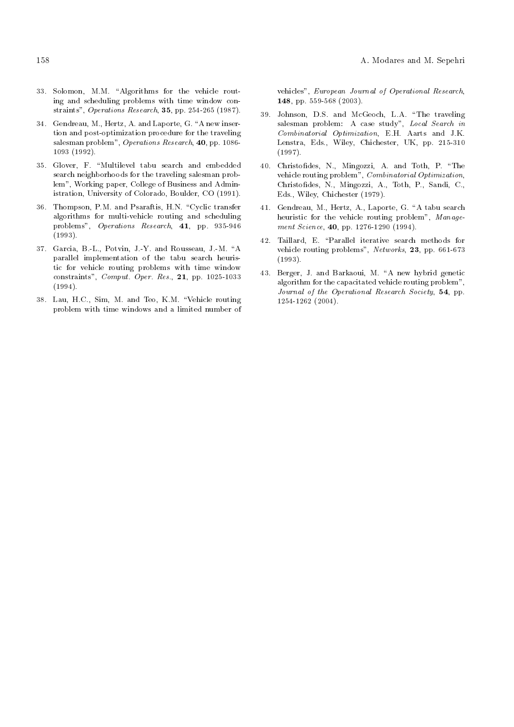33. Solomon, M.M. "Algorithms for the vehicle routing and scheduling problems with time window constraints", *Operations Research*, **35**, pp. 254-265 (1987).

34. Gendreau, M., Hertz, A. and Laporte, G. "A new insertion and post-optimization procedure for the traveling salesman problem", *Operations Research*, **40**, pp. 1086-1093 (1992).

35. Glover, F. "Multilevel tabu search and embedded search neighborhoods for the traveling salesman problem", Working paper, College of Business and Administration, University of Colorado, Boulder, CO (1991).

36. Thompson, P.M. and Psaraftis, H.N. "Cyclic transfer algorithms for multi-vehicle routing and scheduling problems", *Operations Research*, **41**, pp. 935-946 (1993).

37. Garcia, B.-L., Potvin, J.-Y. and Rousseau, J.-M. "A parallel implementation of the tabu search heuristic for vehicle routing problems with time window constraints", *Comput. Oper. Res.*, **21**, pp. 1025-1033 (1994).

38. Lau, H.C., Sim, M. and Teo, K.M. "Vehicle routing problem with time windows and a limited number of vehicles", *European Journal of Operational Research*, **148**, pp. 559-568 (2003).

39. Johnson, D.S. and McGeoch, L.A. "The traveling salesman problem: A case study", *Local Search in Combinatorial Optimization*, E.H. Aarts and J.K. Lenstra, Eds., Wiley, Chichester, UK, pp. 215-310 (1997).

40. Christofides, N., Mingozzi, A. and Toth, P. "The vehicle routing problem", *Combinatorial Optimization*, Christofides, N., Mingozzi, A., Toth, P., Sandi, C., Eds., Wiley, Chichester (1979).

41. Gendreau, M., Hertz, A., Laporte, G. "A tabu search heuristic for the vehicle routing problem", *Management Science*, **40**, pp. 1276-1290 (1994).

42. Taillard, E. "Parallel iterative search methods for vehicle routing problems", *Networks*, **23**, pp. 661-673 (1993).

43. Berger, J. and Barkaoui, M. "A new hybrid genetic algorithm for the capacitated vehicle routing problem", *Journal of the Operational Research Society*, **54**, pp. 1254-1262 (2004).